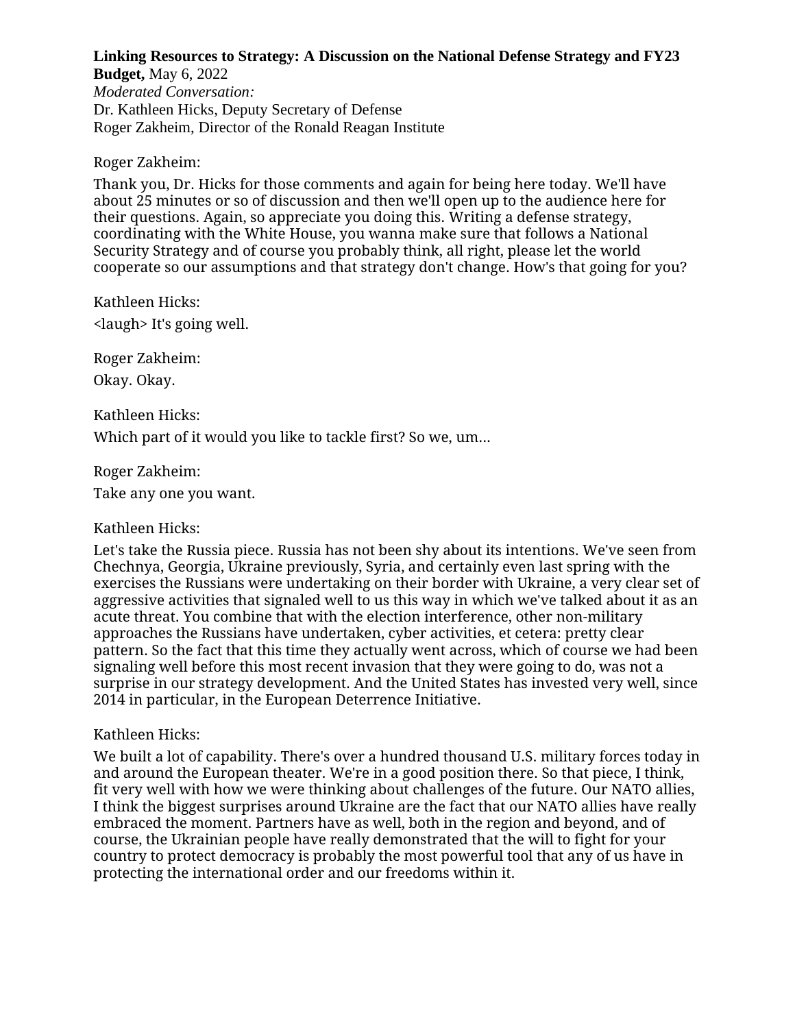**Linking Resources to Strategy: A Discussion on the National Defense Strategy and FY23 Budget,** May 6, 2022

*Moderated Conversation:*

Dr. Kathleen Hicks, Deputy Secretary of Defense

Roger Zakheim, Director of the Ronald Reagan Institute

Roger Zakheim:

Thank you, Dr. Hicks for those comments and again for being here today. We'll have about 25 minutes or so of discussion and then we'll open up to the audience here for their questions. Again, so appreciate you doing this. Writing a defense strategy, coordinating with the White House, you wanna make sure that follows a National Security Strategy and of course you probably think, all right, please let the world cooperate so our assumptions and that strategy don't change. How's that going for you?

Kathleen Hicks:

<laugh> It's going well.

Roger Zakheim:

Okay. Okay.

Kathleen Hicks:

Which part of it would you like to tackle first? So we, um...

Roger Zakheim:

Take any one you want.

Kathleen Hicks:

Let's take the Russia piece. Russia has not been shy about its intentions. We've seen from Chechnya, Georgia, Ukraine previously, Syria, and certainly even last spring with the exercises the Russians were undertaking on their border with Ukraine, a very clear set of aggressive activities that signaled well to us this way in which we've talked about it as an acute threat. You combine that with the election interference, other non-military approaches the Russians have undertaken, cyber activities, et cetera: pretty clear pattern. So the fact that this time they actually went across, which of course we had been signaling well before this most recent invasion that they were going to do, was not a surprise in our strategy development. And the United States has invested very well, since 2014 in particular, in the European Deterrence Initiative.

Kathleen Hicks:

We built a lot of capability. There's over a hundred thousand U.S. military forces today in and around the European theater. We're in a good position there. So that piece, I think, fit very well with how we were thinking about challenges of the future. Our NATO allies, I think the biggest surprises around Ukraine are the fact that our NATO allies have really embraced the moment. Partners have as well, both in the region and beyond, and of course, the Ukrainian people have really demonstrated that the will to fight for your country to protect democracy is probably the most powerful tool that any of us have in protecting the international order and our freedoms within it.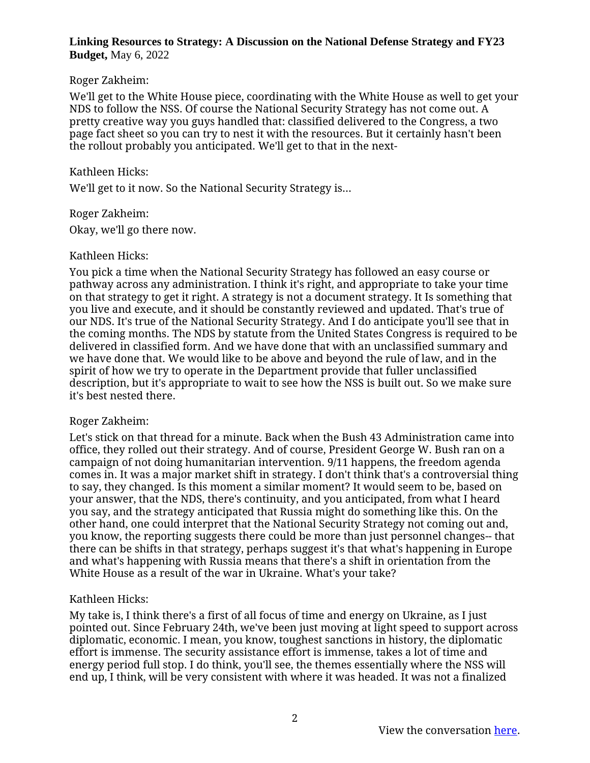Roger Zakheim:

We'll get to the White House piece, coordinating with the White House as well to get your NDS to follow the NSS. Of course the National Security Strategy has not come out. A pretty creative way you guys handled that: classified delivered to the Congress, a two page fact sheet so you can try to nest it with the resources. But it certainly hasn't been the rollout probably you anticipated. We'll get to that in the next-

Kathleen Hicks:

We'll get to it now. So the National Security Strategy is...

Roger Zakheim:

Okay, we'll go there now.

Kathleen Hicks:

You pick a time when the National Security Strategy has followed an easy course or pathway across any administration. I think it's right, and appropriate to take your time on that strategy to get it right. A strategy is not a document strategy. It Is something that you live and execute, and it should be constantly reviewed and updated. That's true of our NDS. It's true of the National Security Strategy. And I do anticipate you'll see that in the coming months. The NDS by statute from the United States Congress is required to be delivered in classified form. And we have done that with an unclassified summary and we have done that. We would like to be above and beyond the rule of law, and in the spirit of how we try to operate in the Department provide that fuller unclassified description, but it's appropriate to wait to see how the NSS is built out. So we make sure it's best nested there.

Roger Zakheim:

Let's stick on that thread for a minute. Back when the Bush 43 Administration came into office, they rolled out their strategy. And of course, President George W. Bush ran on a campaign of not doing humanitarian intervention. 9/11 happens, the freedom agenda comes in. It was a major market shift in strategy. I don't think that's a controversial thing to say, they changed. Is this moment a similar moment? It would seem to be, based on your answer, that the NDS, there's continuity, and you anticipated, from what I heard you say, and the strategy anticipated that Russia might do something like this. On the other hand, one could interpret that the National Security Strategy not coming out and, you know, the reporting suggests there could be more than just personnel changes-- that there can be shifts in that strategy, perhaps suggest it's that what's happening in Europe and what's happening with Russia means that there's a shift in orientation from the White House as a result of the war in Ukraine. What's your take?

Kathleen Hicks:

My take is, I think there's a first of all focus of time and energy on Ukraine, as I just pointed out. Since February 24th, we've been just moving at light speed to support across diplomatic, economic. I mean, you know, toughest sanctions in history, the diplomatic effort is immense. The security assistance effort is immense, takes a lot of time and energy period full stop. I do think, you'll see, the themes essentially where the NSS will end up, I think, will be very consistent with where it was headed. It was not a finalized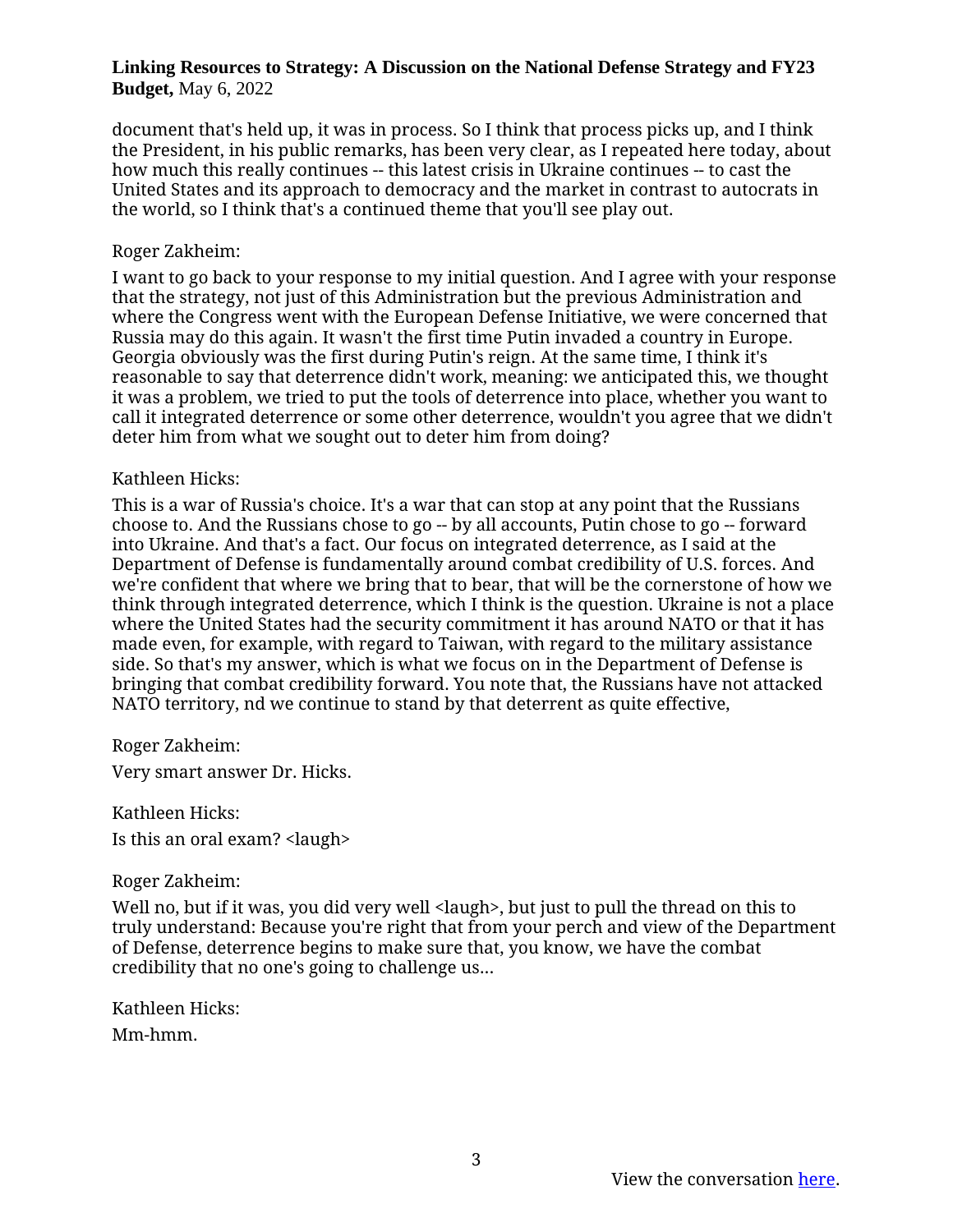document that's held up, it was in process. So I think that process picks up, and I think the President, in his public remarks, has been very clear, as I repeated here today, about how much this really continues -- this latest crisis in Ukraine continues -- to cast the United States and its approach to democracy and the market in contrast to autocrats in the world, so I think that's a continued theme that you'll see play out.

Roger Zakheim:

I want to go back to your response to my initial question. And I agree with your response that the strategy, not just of this Administration but the previous Administration and where the Congress went with the European Defense Initiative, we were concerned that Russia may do this again. It wasn't the first time Putin invaded a country in Europe. Georgia obviously was the first during Putin's reign. At the same time, I think it's reasonable to say that deterrence didn't work, meaning: we anticipated this, we thought it was a problem, we tried to put the tools of deterrence into place, whether you want to call it integrated deterrence or some other deterrence, wouldn't you agree that we didn't deter him from what we sought out to deter him from doing?

Kathleen Hicks:

This is a war of Russia's choice. It's a war that can stop at any point that the Russians choose to. And the Russians chose to go -- by all accounts, Putin chose to go -- forward into Ukraine. And that's a fact. Our focus on integrated deterrence, as I said at the Department of Defense is fundamentally around combat credibility of U.S. forces. And we're confident that where we bring that to bear, that will be the cornerstone of how we think through integrated deterrence, which I think is the question. Ukraine is not a place where the United States had the security commitment it has around NATO or that it has made even, for example, with regard to Taiwan, with regard to the military assistance side. So that's my answer, which is what we focus on in the Department of Defense is bringing that combat credibility forward. You note that, the Russians have not attacked NATO territory, nd we continue to stand by that deterrent as quite effective,

Roger Zakheim:

Very smart answer Dr. Hicks.

Kathleen Hicks:

Is this an oral exam? <laugh>

Roger Zakheim:

Well no, but if it was, you did very well <laugh>, but just to pull the thread on this to truly understand: Because you're right that from your perch and view of the Department of Defense, deterrence begins to make sure that, you know, we have the combat credibility that no one's going to challenge us...

Kathleen Hicks:

Mm-hmm.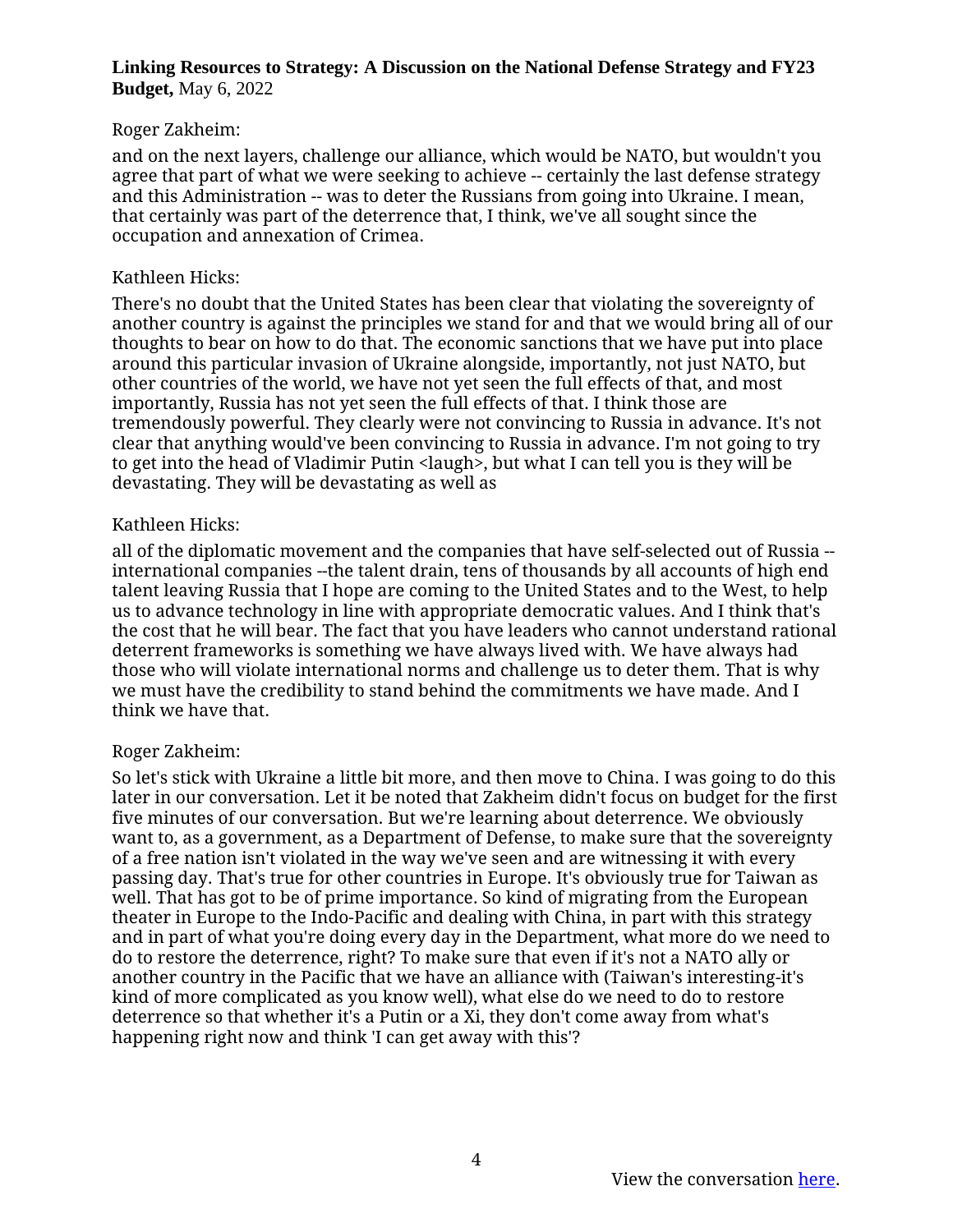Roger Zakheim:

and on the next layers, challenge our alliance, which would be NATO, but wouldn't you agree that part of what we were seeking to achieve -- certainly the last defense strategy and this Administration -- was to deter the Russians from going into Ukraine. I mean, that certainly was part of the deterrence that, I think, we've all sought since the occupation and annexation of Crimea.

Kathleen Hicks:

There's no doubt that the United States has been clear that violating the sovereignty of another country is against the principles we stand for and that we would bring all of our thoughts to bear on how to do that. The economic sanctions that we have put into place around this particular invasion of Ukraine alongside, importantly, not just NATO, but other countries of the world, we have not yet seen the full effects of that, and most importantly, Russia has not yet seen the full effects of that. I think those are tremendously powerful. They clearly were not convincing to Russia in advance. It's not clear that anything would've been convincing to Russia in advance. I'm not going to try to get into the head of Vladimir Putin <laugh>, but what I can tell you is they will be devastating. They will be devastating as well as

Kathleen Hicks:

all of the diplomatic movement and the companies that have self-selected out of Russia -- international companies --the talent drain, tens of thousands by all accounts of high end talent leaving Russia that I hope are coming to the United States and to the West, to help us to advance technology in line with appropriate democratic values. And I think that's the cost that he will bear. The fact that you have leaders who cannot understand rational deterrent frameworks is something we have always lived with. We have always had those who will violate international norms and challenge us to deter them. That is why we must have the credibility to stand behind the commitments we have made. And I think we have that.

Roger Zakheim:

So let's stick with Ukraine a little bit more, and then move to China. I was going to do this later in our conversation. Let it be noted that Zakheim didn't focus on budget for the first five minutes of our conversation. But we're learning about deterrence. We obviously want to, as a government, as a Department of Defense, to make sure that the sovereignty of a free nation isn't violated in the way we've seen and are witnessing it with every passing day. That's true for other countries in Europe. It's obviously true for Taiwan as well. That has got to be of prime importance. So kind of migrating from the European theater in Europe to the Indo-Pacific and dealing with China, in part with this strategy and in part of what you're doing every day in the Department, what more do we need to do to restore the deterrence, right? To make sure that even if it's not a NATO ally or another country in the Pacific that we have an alliance with (Taiwan's interesting-it's kind of more complicated as you know well), what else do we need to do to restore deterrence so that whether it's a Putin or a Xi, they don't come away from what's happening right now and think 'I can get away with this'?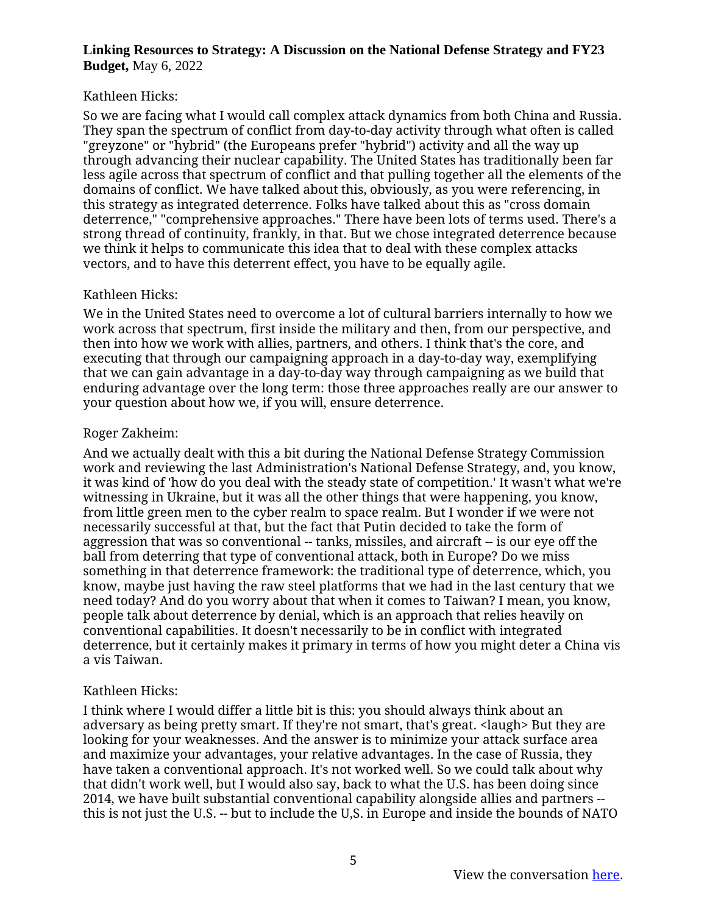Kathleen Hicks:

So we are facing what I would call complex attack dynamics from both China and Russia. They span the spectrum of conflict from day-to-day activity through what often is called "greyzone" or "hybrid" (the Europeans prefer "hybrid") activity and all the way up through advancing their nuclear capability. The United States has traditionally been far less agile across that spectrum of conflict and that pulling together all the elements of the domains of conflict. We have talked about this, obviously, as you were referencing, in this strategy as integrated deterrence. Folks have talked about this as "cross domain deterrence," "comprehensive approaches." There have been lots of terms used. There's a strong thread of continuity, frankly, in that. But we chose integrated deterrence because we think it helps to communicate this idea that to deal with these complex attacks vectors, and to have this deterrent effect, you have to be equally agile.

Kathleen Hicks:

We in the United States need to overcome a lot of cultural barriers internally to how we work across that spectrum, first inside the military and then, from our perspective, and then into how we work with allies, partners, and others. I think that's the core, and executing that through our campaigning approach in a day-to-day way, exemplifying that we can gain advantage in a day-to-day way through campaigning as we build that enduring advantage over the long term: those three approaches really are our answer to your question about how we, if you will, ensure deterrence.

Roger Zakheim:

And we actually dealt with this a bit during the National Defense Strategy Commission work and reviewing the last Administration's National Defense Strategy, and, you know, it was kind of 'how do you deal with the steady state of competition.' It wasn't what we're witnessing in Ukraine, but it was all the other things that were happening, you know, from little green men to the cyber realm to space realm. But I wonder if we were not necessarily successful at that, but the fact that Putin decided to take the form of aggression that was so conventional -- tanks, missiles, and aircraft -- is our eye off the ball from deterring that type of conventional attack, both in Europe? Do we miss something in that deterrence framework: the traditional type of deterrence, which, you know, maybe just having the raw steel platforms that we had in the last century that we need today? And do you worry about that when it comes to Taiwan? I mean, you know, people talk about deterrence by denial, which is an approach that relies heavily on conventional capabilities. It doesn't necessarily to be in conflict with integrated deterrence, but it certainly makes it primary in terms of how you might deter a China vis a vis Taiwan.

Kathleen Hicks:

I think where I would differ a little bit is this: you should always think about an adversary as being pretty smart. If they're not smart, that's great. <laugh> But they are looking for your weaknesses. And the answer is to minimize your attack surface area and maximize your advantages, your relative advantages. In the case of Russia, they have taken a conventional approach. It's not worked well. So we could talk about why that didn't work well, but I would also say, back to what the U.S. has been doing since 2014, we have built substantial conventional capability alongside allies and partners -- this is not just the U.S. -- but to include the U,S. in Europe and inside the bounds of NATO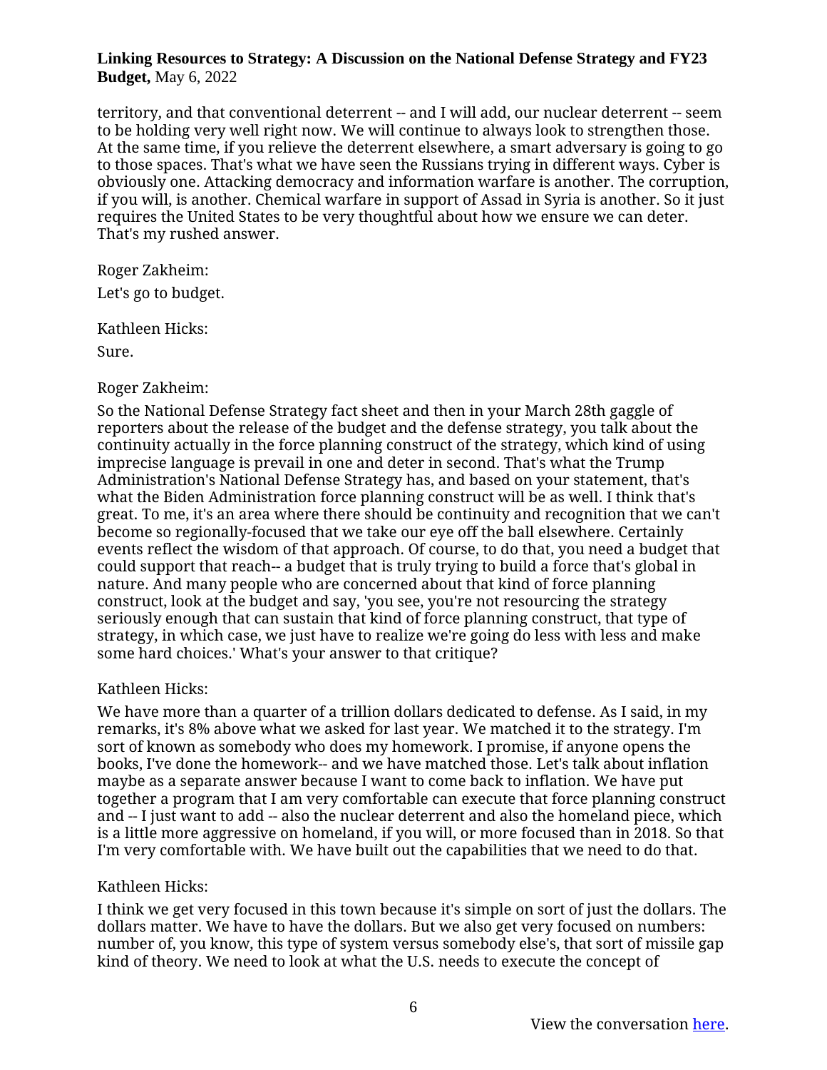territory, and that conventional deterrent -- and I will add, our nuclear deterrent -- seem to be holding very well right now. We will continue to always look to strengthen those. At the same time, if you relieve the deterrent elsewhere, a smart adversary is going to go to those spaces. That's what we have seen the Russians trying in different ways. Cyber is obviously one. Attacking democracy and information warfare is another. The corruption, if you will, is another. Chemical warfare in support of Assad in Syria is another. So it just requires the United States to be very thoughtful about how we ensure we can deter. That's my rushed answer.

Roger Zakheim:

Let's go to budget.

Kathleen Hicks:

Sure.

Roger Zakheim:

So the National Defense Strategy fact sheet and then in your March 28th gaggle of reporters about the release of the budget and the defense strategy, you talk about the continuity actually in the force planning construct of the strategy, which kind of using imprecise language is prevail in one and deter in second. That's what the Trump Administration's National Defense Strategy has, and based on your statement, that's what the Biden Administration force planning construct will be as well. I think that's great. To me, it's an area where there should be continuity and recognition that we can't become so regionally-focused that we take our eye off the ball elsewhere. Certainly events reflect the wisdom of that approach. Of course, to do that, you need a budget that could support that reach-- a budget that is truly trying to build a force that's global in nature. And many people who are concerned about that kind of force planning construct, look at the budget and say, 'you see, you're not resourcing the strategy seriously enough that can sustain that kind of force planning construct, that type of strategy, in which case, we just have to realize we're going do less with less and make some hard choices.' What's your answer to that critique?

Kathleen Hicks:

We have more than a quarter of a trillion dollars dedicated to defense. As I said, in my remarks, it's 8% above what we asked for last year. We matched it to the strategy. I'm sort of known as somebody who does my homework. I promise, if anyone opens the books, I've done the homework-- and we have matched those. Let's talk about inflation maybe as a separate answer because I want to come back to inflation. We have put together a program that I am very comfortable can execute that force planning construct and -- I just want to add -- also the nuclear deterrent and also the homeland piece, which is a little more aggressive on homeland, if you will, or more focused than in 2018. So that I'm very comfortable with. We have built out the capabilities that we need to do that.

Kathleen Hicks:

I think we get very focused in this town because it's simple on sort of just the dollars. The dollars matter. We have to have the dollars. But we also get very focused on numbers: number of, you know, this type of system versus somebody else's, that sort of missile gap kind of theory. We need to look at what the U.S. needs to execute the concept of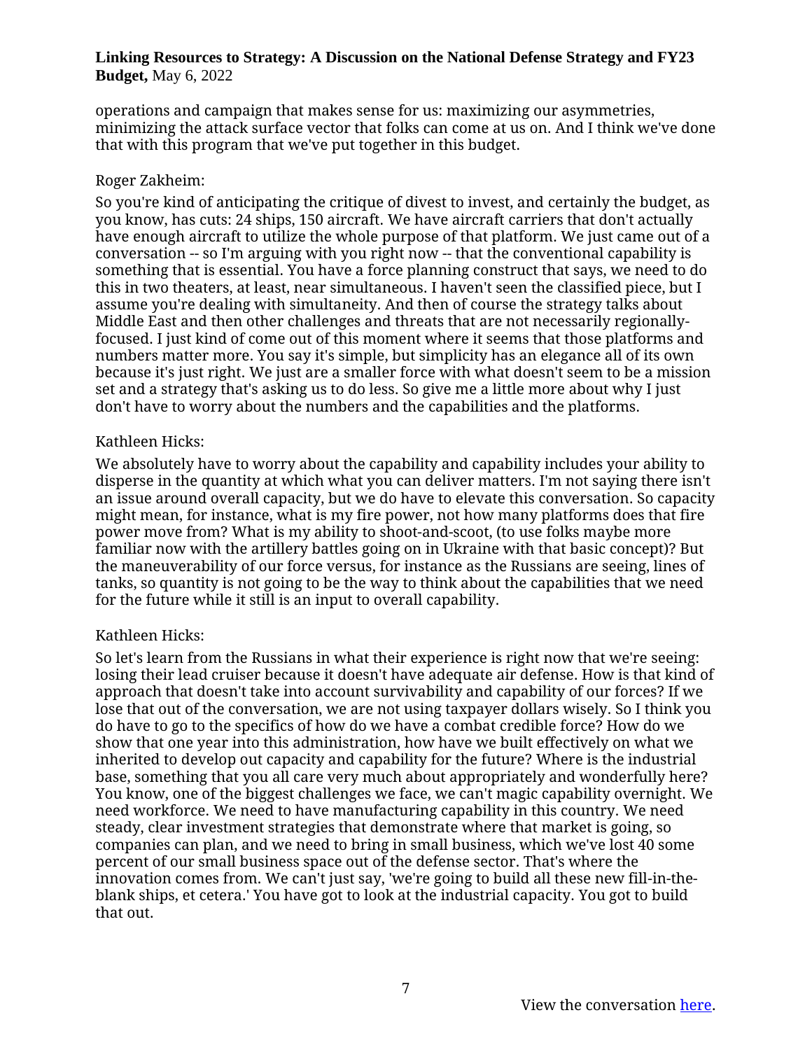operations and campaign that makes sense for us: maximizing our asymmetries, minimizing the attack surface vector that folks can come at us on. And I think we've done that with this program that we've put together in this budget.

Roger Zakheim:

So you're kind of anticipating the critique of divest to invest, and certainly the budget, as you know, has cuts: 24 ships, 150 aircraft. We have aircraft carriers that don't actually have enough aircraft to utilize the whole purpose of that platform. We just came out of a conversation -- so I'm arguing with you right now -- that the conventional capability is something that is essential. You have a force planning construct that says, we need to do this in two theaters, at least, near simultaneous. I haven't seen the classified piece, but I assume you're dealing with simultaneity. And then of course the strategy talks about Middle East and then other challenges and threats that are not necessarily regionally-focused. I just kind of come out of this moment where it seems that those platforms and numbers matter more. You say it's simple, but simplicity has an elegance all of its own because it's just right. We just are a smaller force with what doesn't seem to be a mission set and a strategy that's asking us to do less. So give me a little more about why I just don't have to worry about the numbers and the capabilities and the platforms.

Kathleen Hicks:

We absolutely have to worry about the capability and capability includes your ability to disperse in the quantity at which what you can deliver matters. I'm not saying there isn't an issue around overall capacity, but we do have to elevate this conversation. So capacity might mean, for instance, what is my fire power, not how many platforms does that fire power move from? What is my ability to shoot-and-scoot, (to use folks maybe more familiar now with the artillery battles going on in Ukraine with that basic concept)? But the maneuverability of our force versus, for instance as the Russians are seeing, lines of tanks, so quantity is not going to be the way to think about the capabilities that we need for the future while it still is an input to overall capability.

Kathleen Hicks:

So let's learn from the Russians in what their experience is right now that we're seeing: losing their lead cruiser because it doesn't have adequate air defense. How is that kind of approach that doesn't take into account survivability and capability of our forces? If we lose that out of the conversation, we are not using taxpayer dollars wisely. So I think you do have to go to the specifics of how do we have a combat credible force? How do we show that one year into this administration, how have we built effectively on what we inherited to develop out capacity and capability for the future? Where is the industrial base, something that you all care very much about appropriately and wonderfully here? You know, one of the biggest challenges we face, we can't magic capability overnight. We need workforce. We need to have manufacturing capability in this country. We need steady, clear investment strategies that demonstrate where that market is going, so companies can plan, and we need to bring in small business, which we've lost 40 some percent of our small business space out of the defense sector. That's where the innovation comes from. We can't just say, 'we're going to build all these new fill-in-the-blank ships, et cetera.' You have got to look at the industrial capacity. You got to build that out.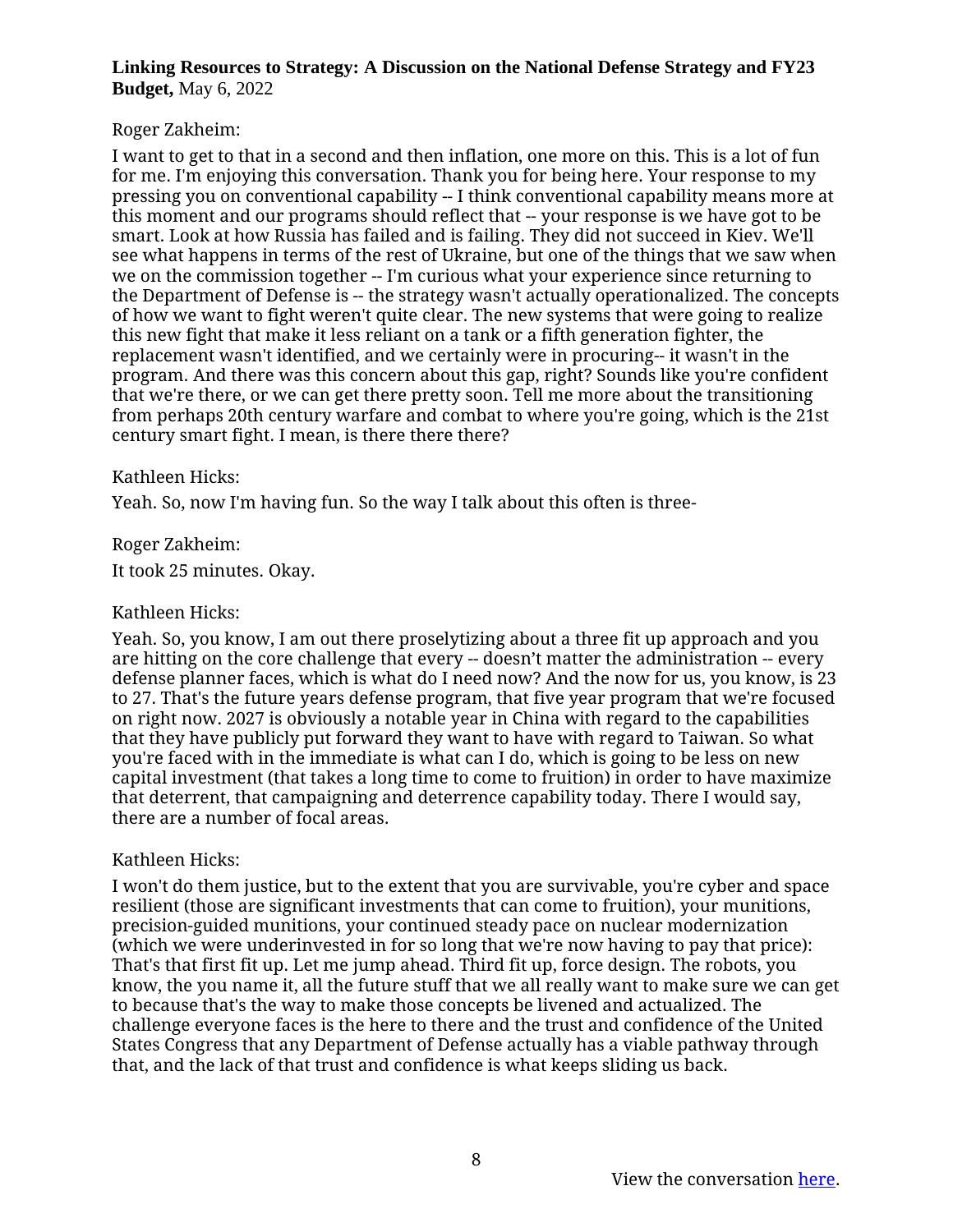Roger Zakheim:

I want to get to that in a second and then inflation, one more on this. This is a lot of fun for me. I'm enjoying this conversation. Thank you for being here. Your response to my pressing you on conventional capability -- I think conventional capability means more at this moment and our programs should reflect that -- your response is we have got to be smart. Look at how Russia has failed and is failing. They did not succeed in Kiev. We'll see what happens in terms of the rest of Ukraine, but one of the things that we saw when we on the commission together -- I'm curious what your experience since returning to the Department of Defense is -- the strategy wasn't actually operationalized. The concepts of how we want to fight weren't quite clear. The new systems that were going to realize this new fight that make it less reliant on a tank or a fifth generation fighter, the replacement wasn't identified, and we certainly were in procuring-- it wasn't in the program. And there was this concern about this gap, right? Sounds like you're confident that we're there, or we can get there pretty soon. Tell me more about the transitioning from perhaps 20th century warfare and combat to where you're going, which is the 21st century smart fight. I mean, is there there there?

Kathleen Hicks:

Yeah. So, now I'm having fun. So the way I talk about this often is three-

Roger Zakheim:

It took 25 minutes. Okay.

Kathleen Hicks:

Yeah. So, you know, I am out there proselytizing about a three fit up approach and you are hitting on the core challenge that every -- doesn't matter the administration -- every defense planner faces, which is what do I need now? And the now for us, you know, is 23 to 27. That's the future years defense program, that five year program that we're focused on right now. 2027 is obviously a notable year in China with regard to the capabilities that they have publicly put forward they want to have with regard to Taiwan. So what you're faced with in the immediate is what can I do, which is going to be less on new capital investment (that takes a long time to come to fruition) in order to have maximize that deterrent, that campaigning and deterrence capability today. There I would say, there are a number of focal areas.

Kathleen Hicks:

I won't do them justice, but to the extent that you are survivable, you're cyber and space resilient (those are significant investments that can come to fruition), your munitions, precision-guided munitions, your continued steady pace on nuclear modernization (which we were underinvested in for so long that we're now having to pay that price): That's that first fit up. Let me jump ahead. Third fit up, force design. The robots, you know, the you name it, all the future stuff that we all really want to make sure we can get to because that's the way to make those concepts be livened and actualized. The challenge everyone faces is the here to there and the trust and confidence of the United States Congress that any Department of Defense actually has a viable pathway through that, and the lack of that trust and confidence is what keeps sliding us back.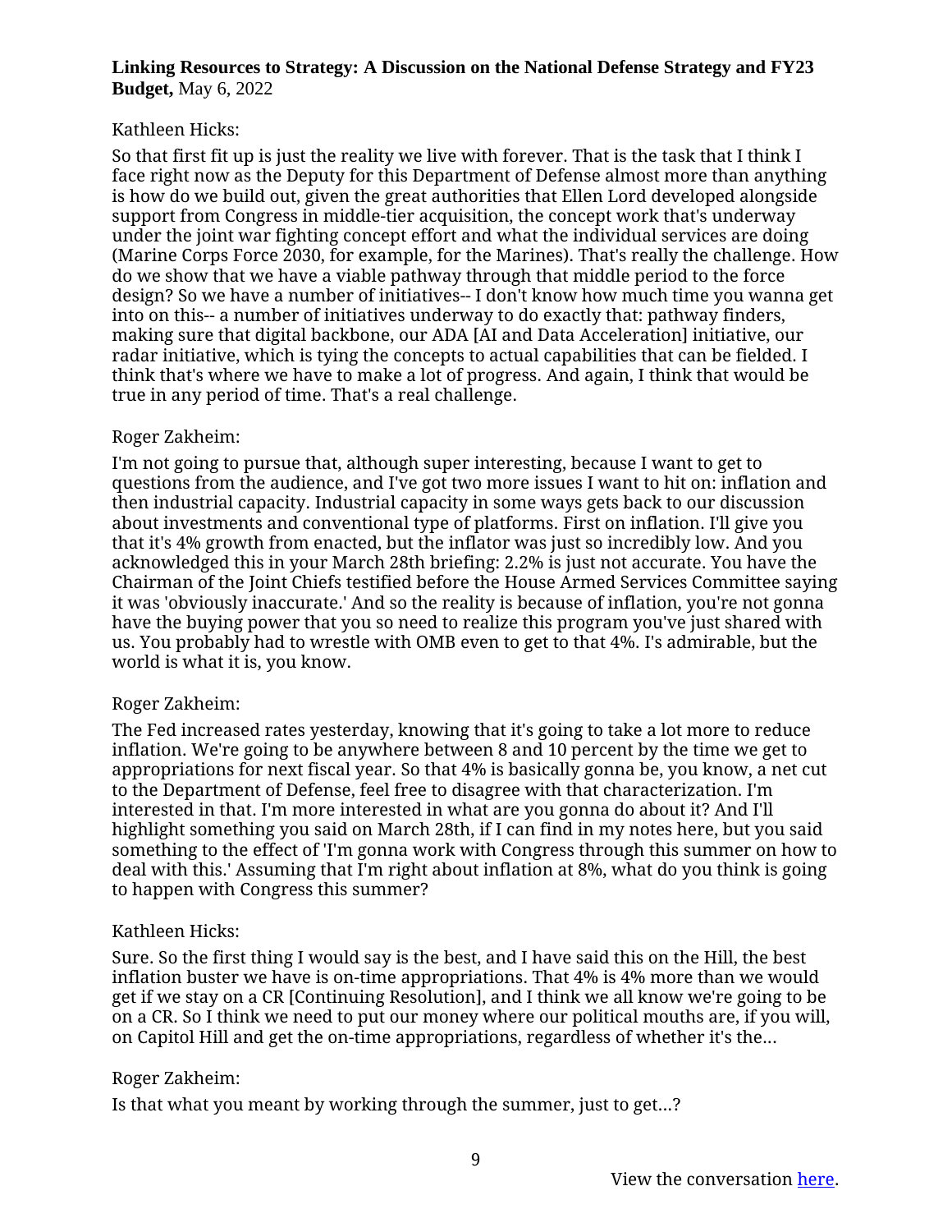Kathleen Hicks:

So that first fit up is just the reality we live with forever. That is the task that I think I face right now as the Deputy for this Department of Defense almost more than anything is how do we build out, given the great authorities that Ellen Lord developed alongside support from Congress in middle-tier acquisition, the concept work that's underway under the joint war fighting concept effort and what the individual services are doing (Marine Corps Force 2030, for example, for the Marines). That's really the challenge. How do we show that we have a viable pathway through that middle period to the force design? So we have a number of initiatives-- I don't know how much time you wanna get into on this-- a number of initiatives underway to do exactly that: pathway finders, making sure that digital backbone, our ADA [AI and Data Acceleration] initiative, our radar initiative, which is tying the concepts to actual capabilities that can be fielded. I think that's where we have to make a lot of progress. And again, I think that would be true in any period of time. That's a real challenge.

Roger Zakheim:

I'm not going to pursue that, although super interesting, because I want to get to questions from the audience, and I've got two more issues I want to hit on: inflation and then industrial capacity. Industrial capacity in some ways gets back to our discussion about investments and conventional type of platforms. First on inflation. I'll give you that it's 4% growth from enacted, but the inflator was just so incredibly low. And you acknowledged this in your March 28th briefing: 2.2% is just not accurate. You have the Chairman of the Joint Chiefs testified before the House Armed Services Committee saying it was 'obviously inaccurate.' And so the reality is because of inflation, you're not gonna have the buying power that you so need to realize this program you've just shared with us. You probably had to wrestle with OMB even to get to that 4%. I's admirable, but the world is what it is, you know.

Roger Zakheim:

The Fed increased rates yesterday, knowing that it's going to take a lot more to reduce inflation. We're going to be anywhere between 8 and 10 percent by the time we get to appropriations for next fiscal year. So that 4% is basically gonna be, you know, a net cut to the Department of Defense, feel free to disagree with that characterization. I'm interested in that. I'm more interested in what are you gonna do about it? And I'll highlight something you said on March 28th, if I can find in my notes here, but you said something to the effect of 'I'm gonna work with Congress through this summer on how to deal with this.' Assuming that I'm right about inflation at 8%, what do you think is going to happen with Congress this summer?

Kathleen Hicks:

Sure. So the first thing I would say is the best, and I have said this on the Hill, the best inflation buster we have is on-time appropriations. That 4% is 4% more than we would get if we stay on a CR [Continuing Resolution], and I think we all know we're going to be on a CR. So I think we need to put our money where our political mouths are, if you will, on Capitol Hill and get the on-time appropriations, regardless of whether it's the...

Roger Zakheim:

Is that what you meant by working through the summer, just to get...?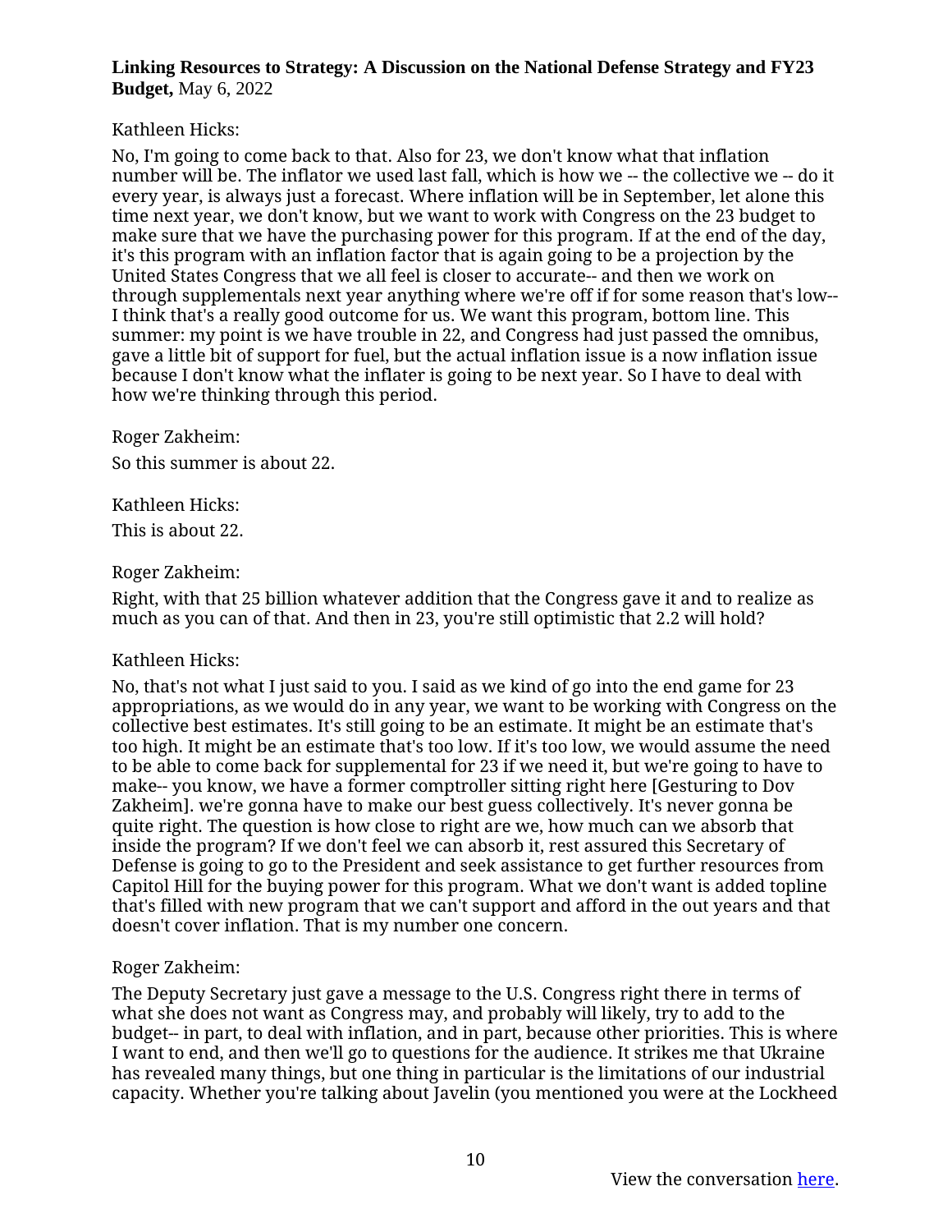Kathleen Hicks:

No, I'm going to come back to that. Also for 23, we don't know what that inflation number will be. The inflator we used last fall, which is how we -- the collective we -- do it every year, is always just a forecast. Where inflation will be in September, let alone this time next year, we don't know, but we want to work with Congress on the 23 budget to make sure that we have the purchasing power for this program. If at the end of the day, it's this program with an inflation factor that is again going to be a projection by the United States Congress that we all feel is closer to accurate-- and then we work on through supplementals next year anything where we're off if for some reason that's low-- I think that's a really good outcome for us. We want this program, bottom line. This summer: my point is we have trouble in 22, and Congress had just passed the omnibus, gave a little bit of support for fuel, but the actual inflation issue is a now inflation issue because I don't know what the inflater is going to be next year. So I have to deal with how we're thinking through this period.

Roger Zakheim:

So this summer is about 22.

Kathleen Hicks:

This is about 22.

Roger Zakheim:

Right, with that 25 billion whatever addition that the Congress gave it and to realize as much as you can of that. And then in 23, you're still optimistic that 2.2 will hold?

Kathleen Hicks:

No, that's not what I just said to you. I said as we kind of go into the end game for 23 appropriations, as we would do in any year, we want to be working with Congress on the collective best estimates. It's still going to be an estimate. It might be an estimate that's too high. It might be an estimate that's too low. If it's too low, we would assume the need to be able to come back for supplemental for 23 if we need it, but we're going to have to make-- you know, we have a former comptroller sitting right here [Gesturing to Dov Zakheim]. we're gonna have to make our best guess collectively. It's never gonna be quite right. The question is how close to right are we, how much can we absorb that inside the program? If we don't feel we can absorb it, rest assured this Secretary of Defense is going to go to the President and seek assistance to get further resources from Capitol Hill for the buying power for this program. What we don't want is added topline that's filled with new program that we can't support and afford in the out years and that doesn't cover inflation. That is my number one concern.

Roger Zakheim:

The Deputy Secretary just gave a message to the U.S. Congress right there in terms of what she does not want as Congress may, and probably will likely, try to add to the budget-- in part, to deal with inflation, and in part, because other priorities. This is where I want to end, and then we'll go to questions for the audience. It strikes me that Ukraine has revealed many things, but one thing in particular is the limitations of our industrial capacity. Whether you're talking about Javelin (you mentioned you were at the Lockheed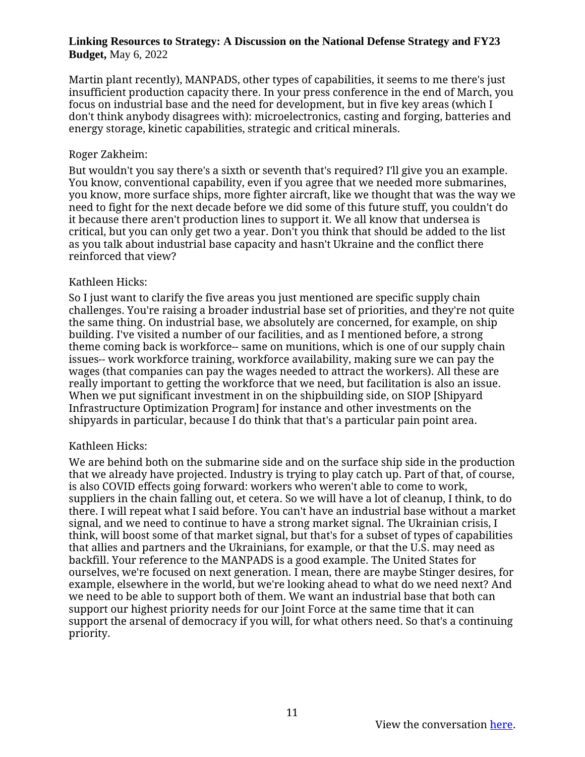Martin plant recently), MANPADS, other types of capabilities, it seems to me there's just insufficient production capacity there. In your press conference in the end of March, you focus on industrial base and the need for development, but in five key areas (which I don't think anybody disagrees with): microelectronics, casting and forging, batteries and energy storage, kinetic capabilities, strategic and critical minerals.

Roger Zakheim:

But wouldn't you say there's a sixth or seventh that's required? I'll give you an example. You know, conventional capability, even if you agree that we needed more submarines, you know, more surface ships, more fighter aircraft, like we thought that was the way we need to fight for the next decade before we did some of this future stuff, you couldn't do it because there aren't production lines to support it. We all know that undersea is critical, but you can only get two a year. Don't you think that should be added to the list as you talk about industrial base capacity and hasn't Ukraine and the conflict there reinforced that view?

Kathleen Hicks:

So I just want to clarify the five areas you just mentioned are specific supply chain challenges. You're raising a broader industrial base set of priorities, and they're not quite the same thing. On industrial base, we absolutely are concerned, for example, on ship building. I've visited a number of our facilities, and as I mentioned before, a strong theme coming back is workforce-- same on munitions, which is one of our supply chain issues-- work workforce training, workforce availability, making sure we can pay the wages (that companies can pay the wages needed to attract the workers). All these are really important to getting the workforce that we need, but facilitation is also an issue. When we put significant investment in on the shipbuilding side, on SIOP [Shipyard Infrastructure Optimization Program] for instance and other investments on the shipyards in particular, because I do think that that's a particular pain point area.

Kathleen Hicks:

We are behind both on the submarine side and on the surface ship side in the production that we already have projected. Industry is trying to play catch up. Part of that, of course, is also COVID effects going forward: workers who weren't able to come to work, suppliers in the chain falling out, et cetera. So we will have a lot of cleanup, I think, to do there. I will repeat what I said before. You can't have an industrial base without a market signal, and we need to continue to have a strong market signal. The Ukrainian crisis, I think, will boost some of that market signal, but that's for a subset of types of capabilities that allies and partners and the Ukrainians, for example, or that the U.S. may need as backfill. Your reference to the MANPADS is a good example. The United States for ourselves, we're focused on next generation. I mean, there are maybe Stinger desires, for example, elsewhere in the world, but we're looking ahead to what do we need next? And we need to be able to support both of them. We want an industrial base that both can support our highest priority needs for our Joint Force at the same time that it can support the arsenal of democracy if you will, for what others need. So that's a continuing priority.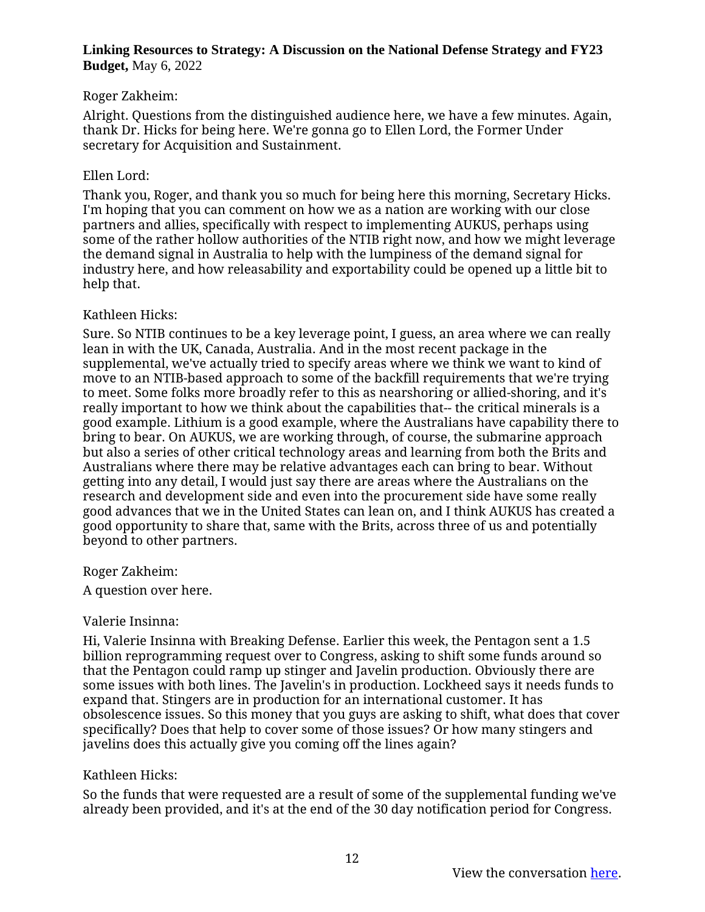Roger Zakheim:

Alright. Questions from the distinguished audience here, we have a few minutes. Again, thank Dr. Hicks for being here. We're gonna go to Ellen Lord, the Former Under secretary for Acquisition and Sustainment.

Ellen Lord:

Thank you, Roger, and thank you so much for being here this morning, Secretary Hicks. I'm hoping that you can comment on how we as a nation are working with our close partners and allies, specifically with respect to implementing AUKUS, perhaps using some of the rather hollow authorities of the NTIB right now, and how we might leverage the demand signal in Australia to help with the lumpiness of the demand signal for industry here, and how releasability and exportability could be opened up a little bit to help that.

Kathleen Hicks:

Sure. So NTIB continues to be a key leverage point, I guess, an area where we can really lean in with the UK, Canada, Australia. And in the most recent package in the supplemental, we've actually tried to specify areas where we think we want to kind of move to an NTIB-based approach to some of the backfill requirements that we're trying to meet. Some folks more broadly refer to this as nearshoring or allied-shoring, and it's really important to how we think about the capabilities that-- the critical minerals is a good example. Lithium is a good example, where the Australians have capability there to bring to bear. On AUKUS, we are working through, of course, the submarine approach but also a series of other critical technology areas and learning from both the Brits and Australians where there may be relative advantages each can bring to bear. Without getting into any detail, I would just say there are areas where the Australians on the research and development side and even into the procurement side have some really good advances that we in the United States can lean on, and I think AUKUS has created a good opportunity to share that, same with the Brits, across three of us and potentially beyond to other partners.

Roger Zakheim:

A question over here.

Valerie Insinna:

Hi, Valerie Insinna with Breaking Defense. Earlier this week, the Pentagon sent a 1.5 billion reprogramming request over to Congress, asking to shift some funds around so that the Pentagon could ramp up stinger and Javelin production. Obviously there are some issues with both lines. The Javelin's in production. Lockheed says it needs funds to expand that. Stingers are in production for an international customer. It has obsolescence issues. So this money that you guys are asking to shift, what does that cover specifically? Does that help to cover some of those issues? Or how many stingers and javelins does this actually give you coming off the lines again?

Kathleen Hicks:

So the funds that were requested are a result of some of the supplemental funding we've already been provided, and it's at the end of the 30 day notification period for Congress.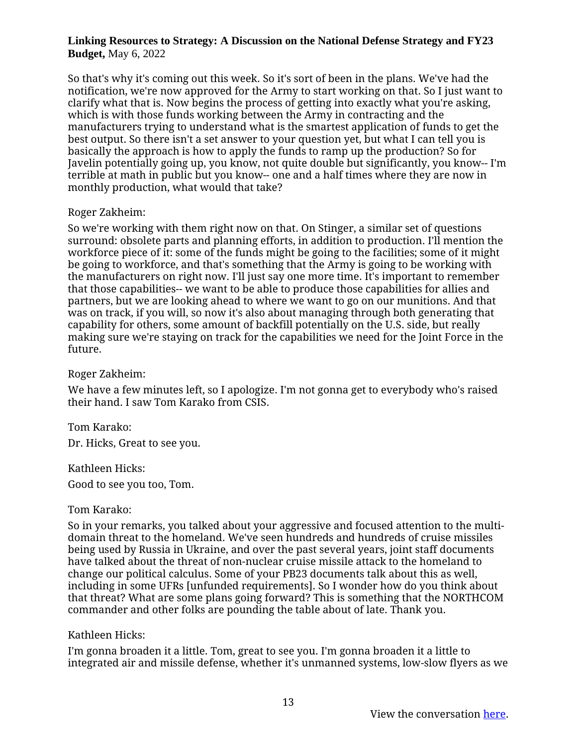So that's why it's coming out this week. So it's sort of been in the plans. We've had the notification, we're now approved for the Army to start working on that. So I just want to clarify what that is. Now begins the process of getting into exactly what you're asking, which is with those funds working between the Army in contracting and the manufacturers trying to understand what is the smartest application of funds to get the best output. So there isn't a set answer to your question yet, but what I can tell you is basically the approach is how to apply the funds to ramp up the production? So for Javelin potentially going up, you know, not quite double but significantly, you know-- I'm terrible at math in public but you know-- one and a half times where they are now in monthly production, what would that take?

Roger Zakheim:

So we're working with them right now on that. On Stinger, a similar set of questions surround: obsolete parts and planning efforts, in addition to production. I'll mention the workforce piece of it: some of the funds might be going to the facilities; some of it might be going to workforce, and that's something that the Army is going to be working with the manufacturers on right now. I'll just say one more time. It's important to remember that those capabilities-- we want to be able to produce those capabilities for allies and partners, but we are looking ahead to where we want to go on our munitions. And that was on track, if you will, so now it's also about managing through both generating that capability for others, some amount of backfill potentially on the U.S. side, but really making sure we're staying on track for the capabilities we need for the Joint Force in the future.

Roger Zakheim:

We have a few minutes left, so I apologize. I'm not gonna get to everybody who's raised their hand. I saw Tom Karako from CSIS.

Tom Karako:

Dr. Hicks, Great to see you.

Kathleen Hicks:

Good to see you too, Tom.

Tom Karako:

So in your remarks, you talked about your aggressive and focused attention to the multi-domain threat to the homeland. We've seen hundreds and hundreds of cruise missiles being used by Russia in Ukraine, and over the past several years, joint staff documents have talked about the threat of non-nuclear cruise missile attack to the homeland to change our political calculus. Some of your PB23 documents talk about this as well, including in some UFRs [unfunded requirements]. So I wonder how do you think about that threat? What are some plans going forward? This is something that the NORTHCOM commander and other folks are pounding the table about of late. Thank you.

Kathleen Hicks:

I'm gonna broaden it a little. Tom, great to see you. I'm gonna broaden it a little to integrated air and missile defense, whether it's unmanned systems, low-slow flyers as we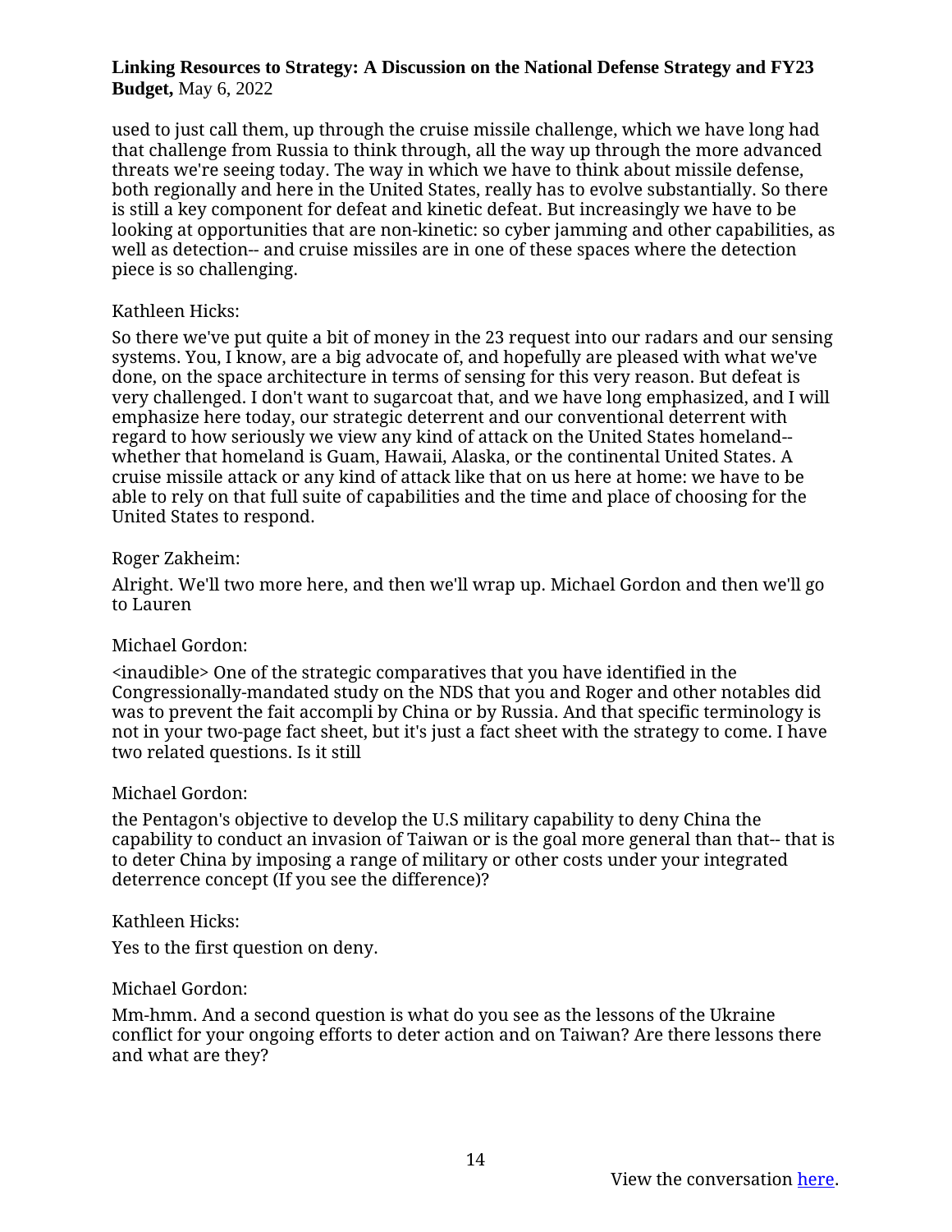used to just call them, up through the cruise missile challenge, which we have long had that challenge from Russia to think through, all the way up through the more advanced threats we're seeing today. The way in which we have to think about missile defense, both regionally and here in the United States, really has to evolve substantially. So there is still a key component for defeat and kinetic defeat. But increasingly we have to be looking at opportunities that are non-kinetic: so cyber jamming and other capabilities, as well as detection-- and cruise missiles are in one of these spaces where the detection piece is so challenging.

Kathleen Hicks:

So there we've put quite a bit of money in the 23 request into our radars and our sensing systems. You, I know, are a big advocate of, and hopefully are pleased with what we've done, on the space architecture in terms of sensing for this very reason. But defeat is very challenged. I don't want to sugarcoat that, and we have long emphasized, and I will emphasize here today, our strategic deterrent and our conventional deterrent with regard to how seriously we view any kind of attack on the United States homeland-- whether that homeland is Guam, Hawaii, Alaska, or the continental United States. A cruise missile attack or any kind of attack like that on us here at home: we have to be able to rely on that full suite of capabilities and the time and place of choosing for the United States to respond.

Roger Zakheim:

Alright. We'll two more here, and then we'll wrap up. Michael Gordon and then we'll go to Lauren

Michael Gordon:

<inaudible> One of the strategic comparatives that you have identified in the Congressionally-mandated study on the NDS that you and Roger and other notables did was to prevent the fait accompli by China or by Russia. And that specific terminology is not in your two-page fact sheet, but it's just a fact sheet with the strategy to come. I have two related questions. Is it still

Michael Gordon:

the Pentagon's objective to develop the U.S military capability to deny China the capability to conduct an invasion of Taiwan or is the goal more general than that-- that is to deter China by imposing a range of military or other costs under your integrated deterrence concept (If you see the difference)?

Kathleen Hicks:

Yes to the first question on deny.

Michael Gordon:

Mm-hmm. And a second question is what do you see as the lessons of the Ukraine conflict for your ongoing efforts to deter action and on Taiwan? Are there lessons there and what are they?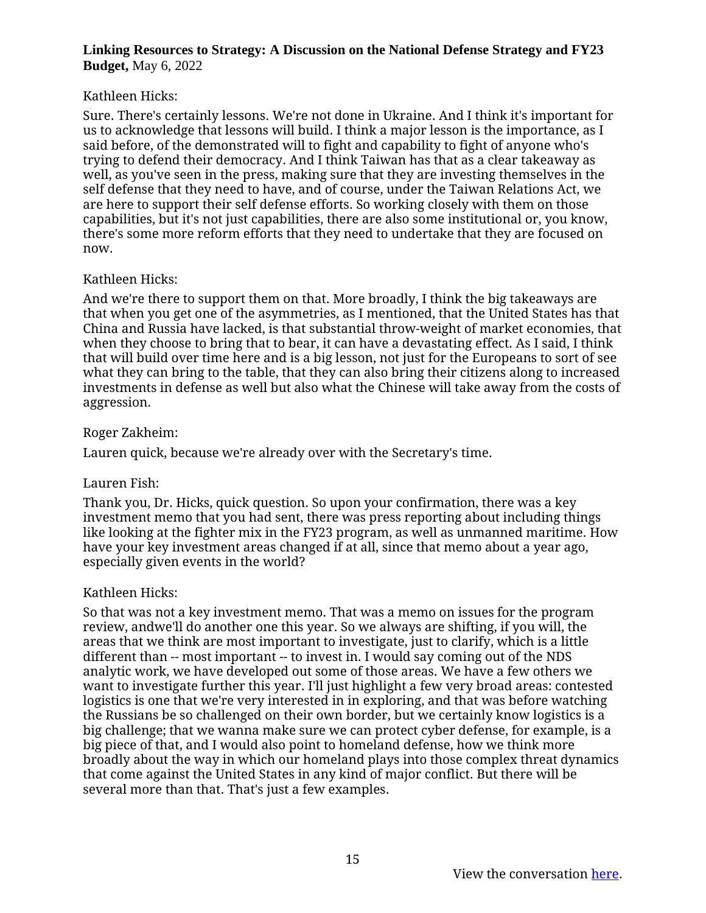Kathleen Hicks:

Sure. There's certainly lessons. We're not done in Ukraine. And I think it's important for us to acknowledge that lessons will build. I think a major lesson is the importance, as I said before, of the demonstrated will to fight and capability to fight of anyone who's trying to defend their democracy. And I think Taiwan has that as a clear takeaway as well, as you've seen in the press, making sure that they are investing themselves in the self defense that they need to have, and of course, under the Taiwan Relations Act, we are here to support their self defense efforts. So working closely with them on those capabilities, but it's not just capabilities, there are also some institutional or, you know, there's some more reform efforts that they need to undertake that they are focused on now.

Kathleen Hicks:

And we're there to support them on that. More broadly, I think the big takeaways are that when you get one of the asymmetries, as I mentioned, that the United States has that China and Russia have lacked, is that substantial throw-weight of market economies, that when they choose to bring that to bear, it can have a devastating effect. As I said, I think that will build over time here and is a big lesson, not just for the Europeans to sort of see what they can bring to the table, that they can also bring their citizens along to increased investments in defense as well but also what the Chinese will take away from the costs of aggression.

Roger Zakheim:

Lauren quick, because we're already over with the Secretary's time.

Lauren Fish:

Thank you, Dr. Hicks, quick question. So upon your confirmation, there was a key investment memo that you had sent, there was press reporting about including things like looking at the fighter mix in the FY23 program, as well as unmanned maritime. How have your key investment areas changed if at all, since that memo about a year ago, especially given events in the world?

Kathleen Hicks:

So that was not a key investment memo. That was a memo on issues for the program review, andwe'll do another one this year. So we always are shifting, if you will, the areas that we think are most important to investigate, just to clarify, which is a little different than -- most important -- to invest in. I would say coming out of the NDS analytic work, we have developed out some of those areas. We have a few others we want to investigate further this year. I'll just highlight a few very broad areas: contested logistics is one that we're very interested in in exploring, and that was before watching the Russians be so challenged on their own border, but we certainly know logistics is a big challenge; that we wanna make sure we can protect cyber defense, for example, is a big piece of that, and I would also point to homeland defense, how we think more broadly about the way in which our homeland plays into those complex threat dynamics that come against the United States in any kind of major conflict. But there will be several more than that. That's just a few examples.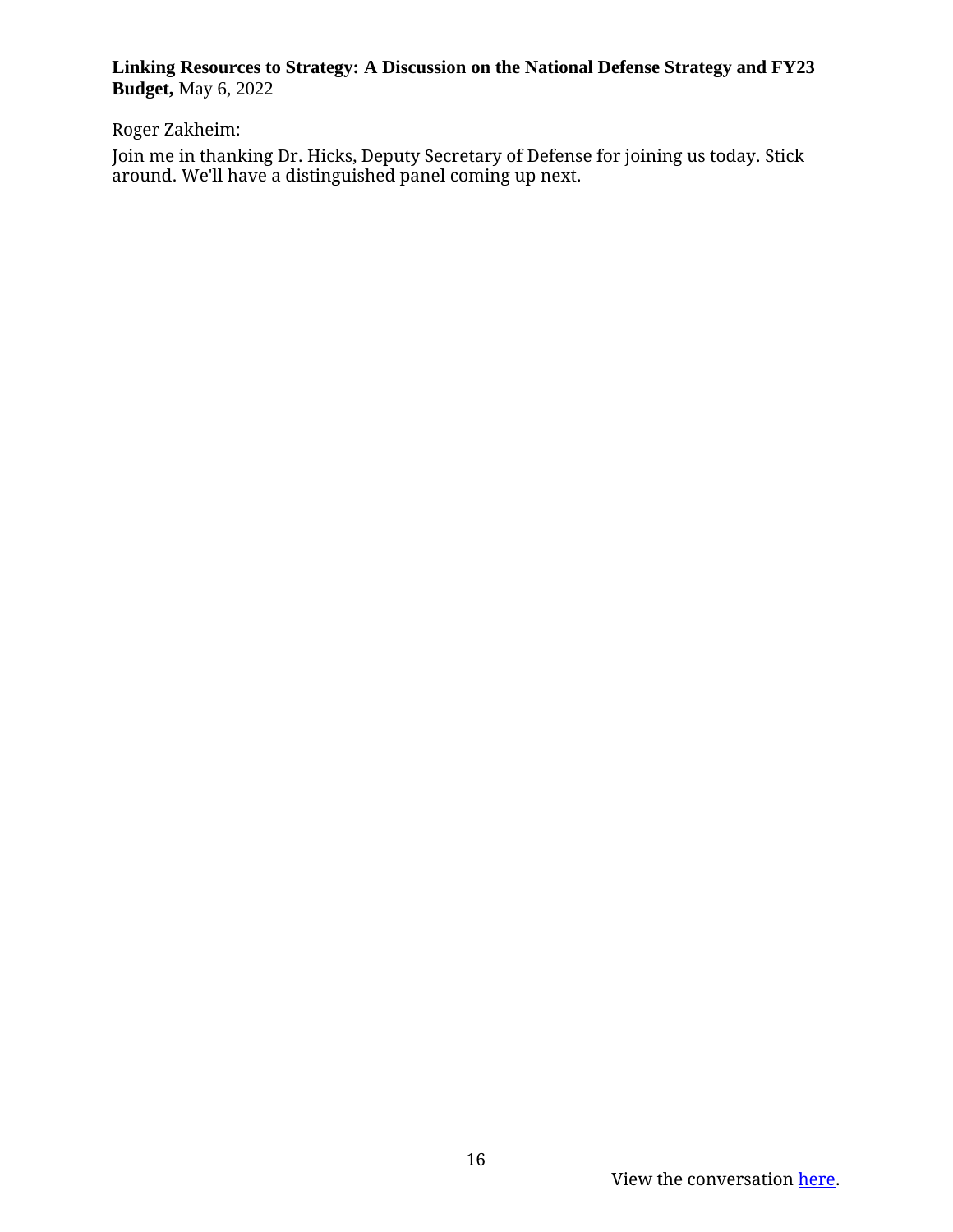Roger Zakheim:

Join me in thanking Dr. Hicks, Deputy Secretary of Defense for joining us today. Stick around. We'll have a distinguished panel coming up next.

View the conversation here.